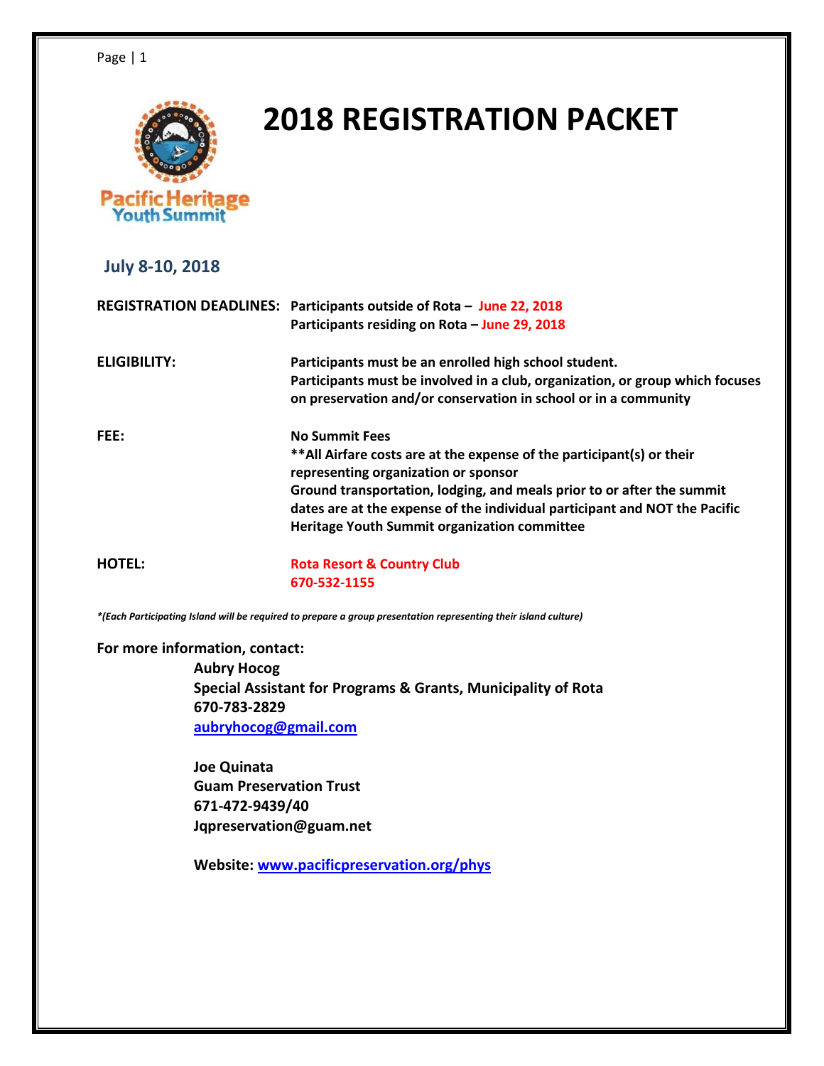Pacific Heritage Youth Summit

# 2018 REGISTRATION PACKET

**July 8-10, 2018**

**REGISTRATION DEADLINES:** **Participants outside of Rota – June 22, 2018**
**Participants residing on Rota – June 29, 2018**

**ELIGIBILITY:** **Participants must be an enrolled high school student.**
**Participants must be involved in a club, organization, or group which focuses on preservation and/or conservation in school or in a community**

**FEE:** **No Summit Fees**
****All Airfare costs are at the expense of the participant(s) or their representing organization or sponsor**
**Ground transportation, lodging, and meals prior to or after the summit dates are at the expense of the individual participant and NOT the Pacific Heritage Youth Summit organization committee**

**HOTEL:** **Rota Resort & Country Club**
**670-532-1155**

***(Each Participating Island will be required to prepare a group presentation representing their island culture)***

**For more information, contact:**

**Aubry Hocog**
**Special Assistant for Programs & Grants, Municipality of Rota**
**670-783-2829**
**aubryhocog@gmail.com**

**Joe Quinata**
**Guam Preservation Trust**
**671-472-9439/40**
**Jqpreservation@guam.net**

**Website: www.pacificpreservation.org/phys**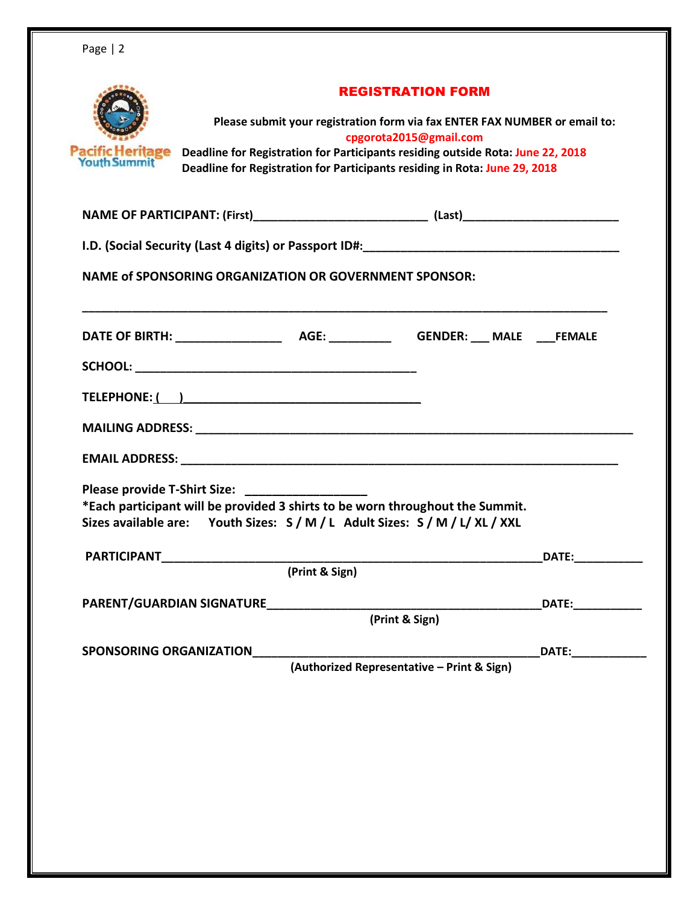# REGISTRATION FORM

**Please submit your registration form via fax ENTER FAX NUMBER or email to:**
**cpgorota2015@gmail.com**

**Deadline for Registration for Participants residing outside Rota: June 22, 2018**
**Deadline for Registration for Participants residing in Rota: June 29, 2018**

**NAME OF PARTICIPANT: (First)**__________________________ **(Last)**_______________________

**I.D. (Social Security (Last 4 digits) or Passport ID#:**_____________________________________

**NAME of SPONSORING ORGANIZATION OR GOVERNMENT SPONSOR:**

________________________________________________________________________________

**DATE OF BIRTH:** ________________ **AGE:** _________ **GENDER:** ___ **MALE** ___**FEMALE**

**SCHOOL:** ___________________________________________

**TELEPHONE:** (   )___________________________________

**MAILING ADDRESS:** ___________________________________________________________________

**EMAIL ADDRESS:** ____________________________________________________________________

**Please provide T-Shirt Size:** __________________

**\*Each participant will be provided 3 shirts to be worn throughout the Summit.**
**Sizes available are: Youth Sizes: S / M / L Adult Sizes: S / M / L/ XL / XXL**

**PARTICIPANT**_________________________________________________________**DATE:**__________
**(Print & Sign)**

**PARENT/GUARDIAN SIGNATURE**________________________________________**DATE:**__________
**(Print & Sign)**

**SPONSORING ORGANIZATION**__________________________________________**DATE:**___________
**(Authorized Representative – Print & Sign)**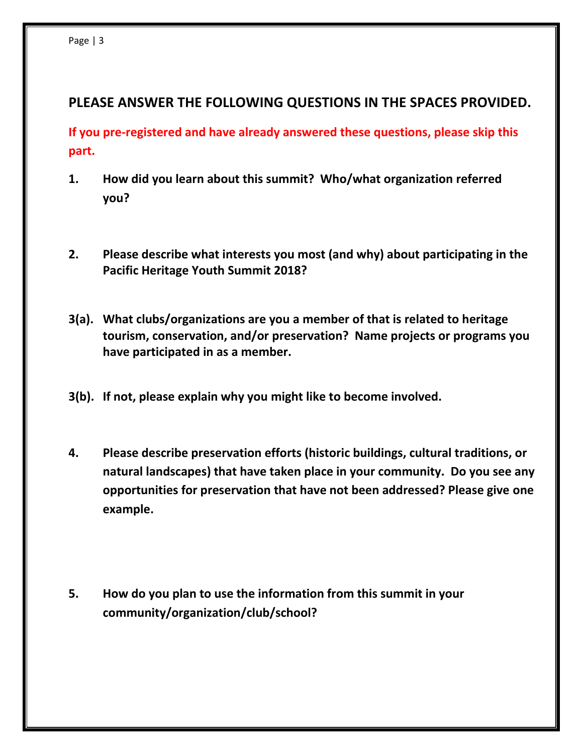## PLEASE ANSWER THE FOLLOWING QUESTIONS IN THE SPACES PROVIDED.

**If you pre-registered and have already answered these questions, please skip this part.**

**1.** **How did you learn about this summit? Who/what organization referred you?**

**2.** **Please describe what interests you most (and why) about participating in the Pacific Heritage Youth Summit 2018?**

**3(a).** **What clubs/organizations are you a member of that is related to heritage tourism, conservation, and/or preservation? Name projects or programs you have participated in as a member.**

**3(b).** **If not, please explain why you might like to become involved.**

**4.** **Please describe preservation efforts (historic buildings, cultural traditions, or natural landscapes) that have taken place in your community. Do you see any opportunities for preservation that have not been addressed? Please give one example.**

**5.** **How do you plan to use the information from this summit in your community/organization/club/school?**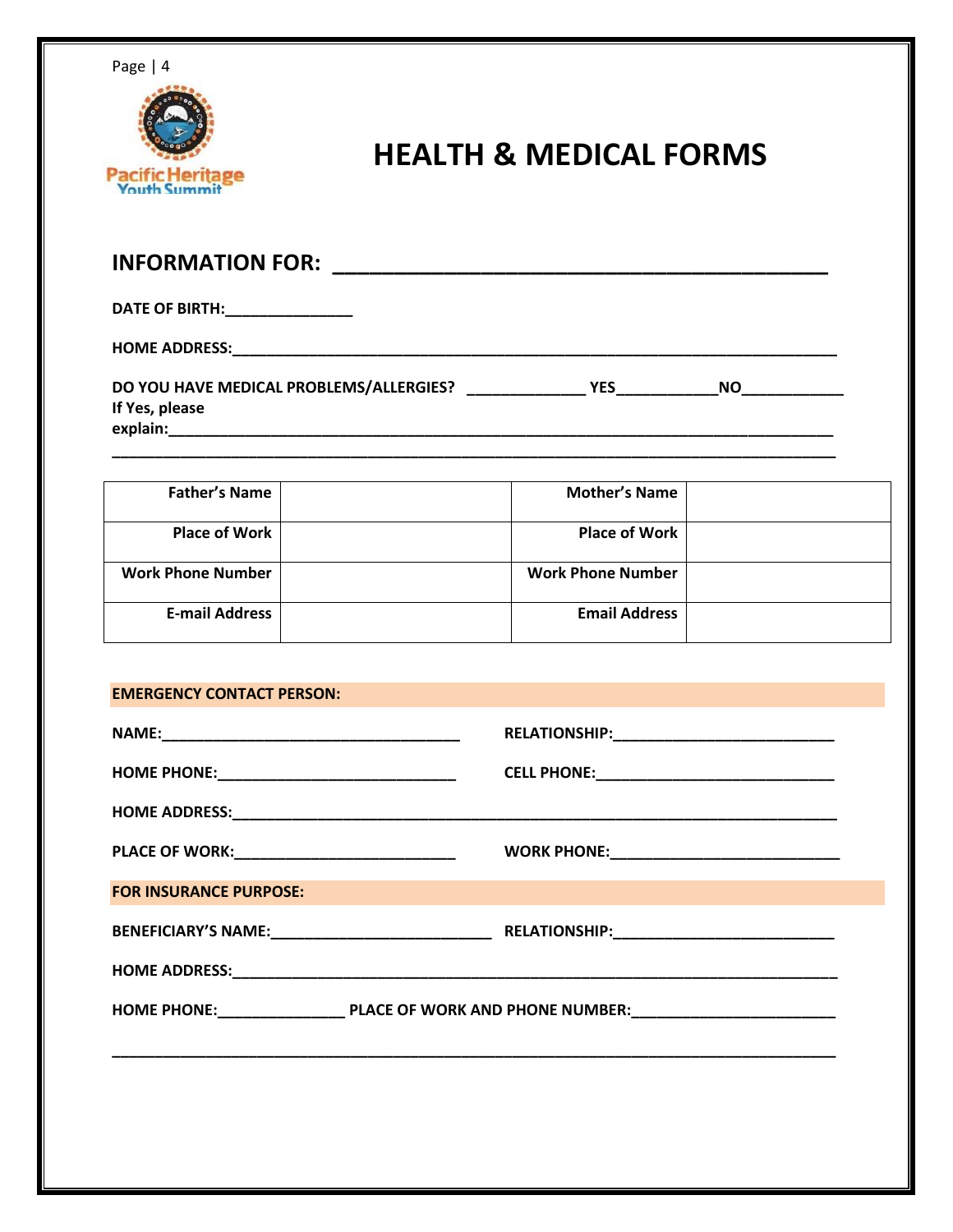# HEALTH & MEDICAL FORMS

## INFORMATION FOR: ___________________________________________

**DATE OF BIRTH:**_______________

**HOME ADDRESS:**___________________________________________________________________________

**DO YOU HAVE MEDICAL PROBLEMS/ALLERGIES?** ______________ **YES**____________**NO**____________
**If Yes, please explain:**___________________________________________________________________________

___________________________________________________________________________________________

| Father's Name | | Mother's Name | |
|---|---|---|---|
| Place of Work | | Place of Work | |
| Work Phone Number | | Work Phone Number | |
| E-mail Address | | Email Address | |

**EMERGENCY CONTACT PERSON:**

**NAME:**_____________________________________ **RELATIONSHIP:**___________________________

**HOME PHONE:**_____________________________ **CELL PHONE:**______________________________

**HOME ADDRESS:**___________________________________________________________________________

**PLACE OF WORK:**___________________________ **WORK PHONE:**____________________________

**FOR INSURANCE PURPOSE:**

**BENEFICIARY'S NAME:**___________________________ **RELATIONSHIP:**___________________________

**HOME ADDRESS:**___________________________________________________________________________

**HOME PHONE:**_______________ **PLACE OF WORK AND PHONE NUMBER:**_________________________

___________________________________________________________________________________________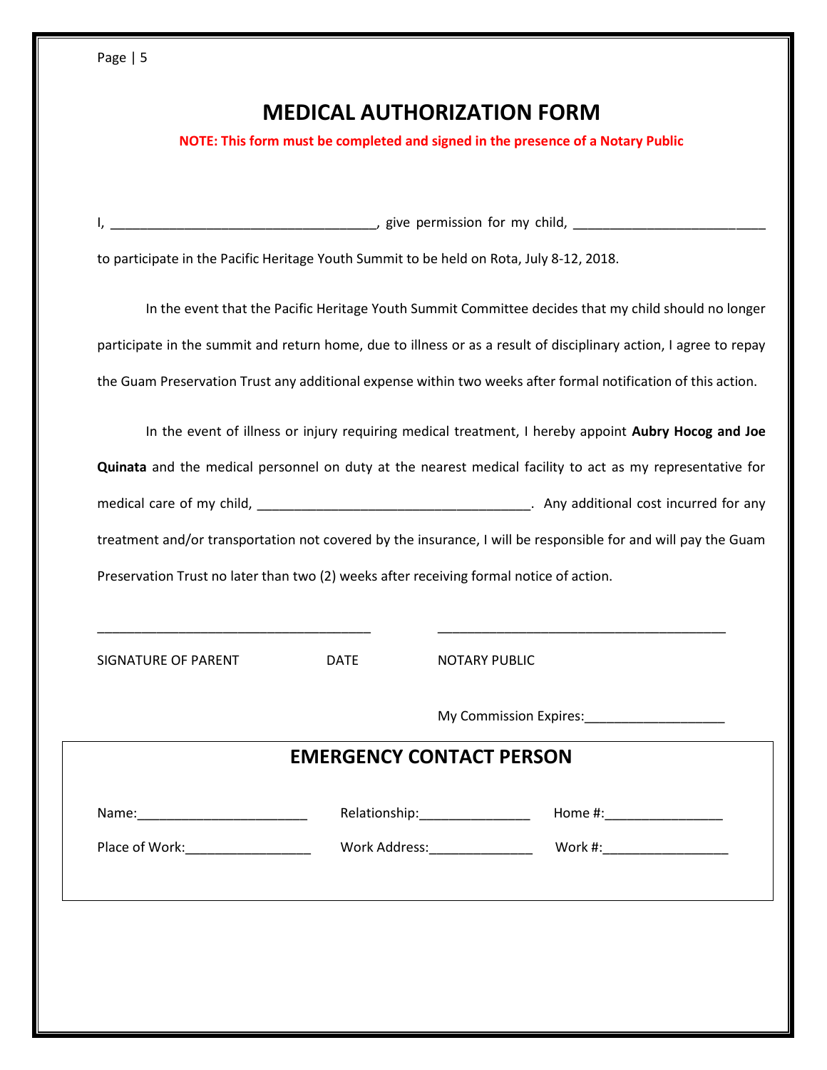# MEDICAL AUTHORIZATION FORM

**NOTE: This form must be completed and signed in the presence of a Notary Public**

I, ___________________________________, give permission for my child, _________________________ to participate in the Pacific Heritage Youth Summit to be held on Rota, July 8-12, 2018.

In the event that the Pacific Heritage Youth Summit Committee decides that my child should no longer participate in the summit and return home, due to illness or as a result of disciplinary action, I agree to repay the Guam Preservation Trust any additional expense within two weeks after formal notification of this action.

In the event of illness or injury requiring medical treatment, I hereby appoint **Aubry Hocog and Joe Quinata** and the medical personnel on duty at the nearest medical facility to act as my representative for medical care of my child, ____________________________________. Any additional cost incurred for any treatment and/or transportation not covered by the insurance, I will be responsible for and will pay the Guam Preservation Trust no later than two (2) weeks after receiving formal notice of action.

____________________________________ ______________________________________

SIGNATURE OF PARENT DATE NOTARY PUBLIC

My Commission Expires:__________________

## EMERGENCY CONTACT PERSON

Name:______________________ Relationship:______________ Home #:_______________

Place of Work:________________ Work Address:_____________ Work #:________________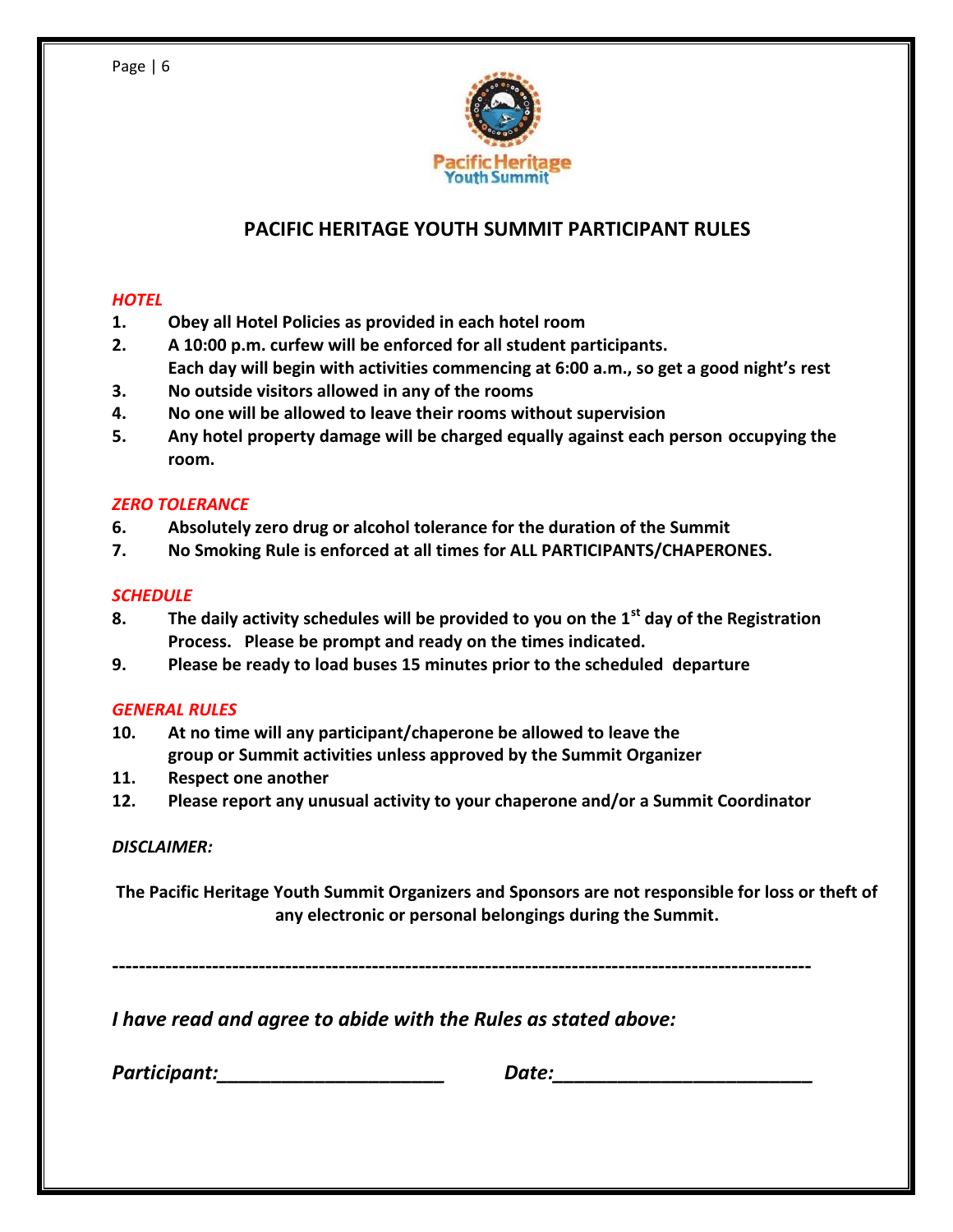# PACIFIC HERITAGE YOUTH SUMMIT PARTICIPANT RULES

*HOTEL*

1. **Obey all Hotel Policies as provided in each hotel room**
2. **A 10:00 p.m. curfew will be enforced for all student participants.**
   **Each day will begin with activities commencing at 6:00 a.m., so get a good night's rest**
3. **No outside visitors allowed in any of the rooms**
4. **No one will be allowed to leave their rooms without supervision**
5. **Any hotel property damage will be charged equally against each person occupying the room.**

*ZERO TOLERANCE*

6. **Absolutely zero drug or alcohol tolerance for the duration of the Summit**
7. **No Smoking Rule is enforced at all times for ALL PARTICIPANTS/CHAPERONES.**

*SCHEDULE*

8. **The daily activity schedules will be provided to you on the 1st day of the Registration Process. Please be prompt and ready on the times indicated.**
9. **Please be ready to load buses 15 minutes prior to the scheduled departure**

*GENERAL RULES*

10. **At no time will any participant/chaperone be allowed to leave the group or Summit activities unless approved by the Summit Organizer**
11. **Respect one another**
12. **Please report any unusual activity to your chaperone and/or a Summit Coordinator**

***DISCLAIMER:***

**The Pacific Heritage Youth Summit Organizers and Sponsors are not responsible for loss or theft of any electronic or personal belongings during the Summit.**

---

***I have read and agree to abide with the Rules as stated above:***

***Participant:*** ______________________ ***Date:*** ______________________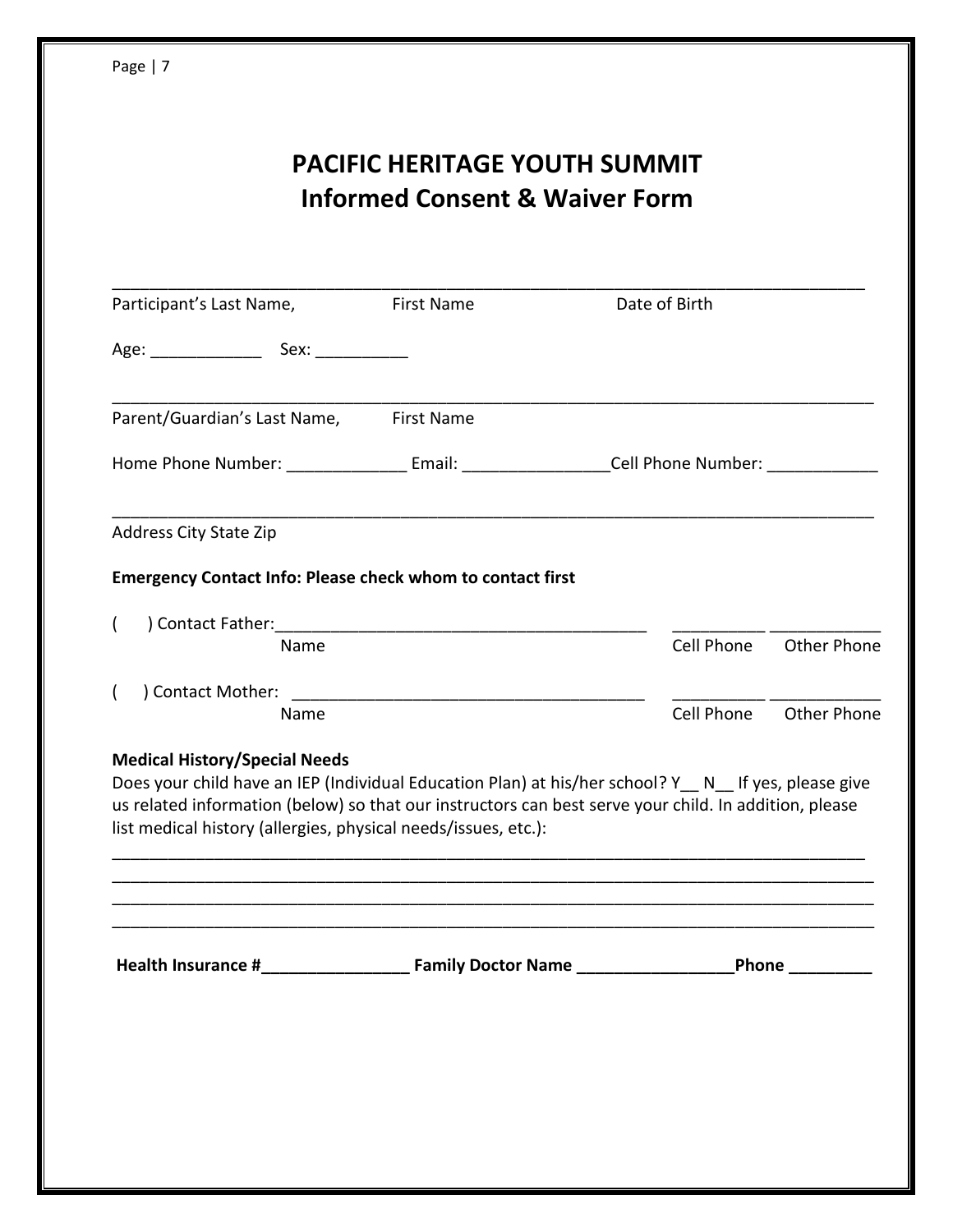# PACIFIC HERITAGE YOUTH SUMMIT
## Informed Consent & Waiver Form

______________________________________________________________________________

Participant's Last Name, First Name Date of Birth

Age: ____________ Sex: __________

______________________________________________________________________________

Parent/Guardian's Last Name, First Name

Home Phone Number: _____________ Email: ________________Cell Phone Number: ____________

______________________________________________________________________________

Address City State Zip

**Emergency Contact Info: Please check whom to contact first**

( ) Contact Father:________________________________________ __________ ____________

Name Cell Phone Other Phone

( ) Contact Mother: _____________________________________ __________ ____________

Name Cell Phone Other Phone

**Medical History/Special Needs**

Does your child have an IEP (Individual Education Plan) at his/her school? Y__ N__ If yes, please give us related information (below) so that our instructors can best serve your child. In addition, please list medical history (allergies, physical needs/issues, etc.):

______________________________________________________________________________
______________________________________________________________________________
______________________________________________________________________________
______________________________________________________________________________

**Health Insurance #________________ Family Doctor Name _________________Phone _________**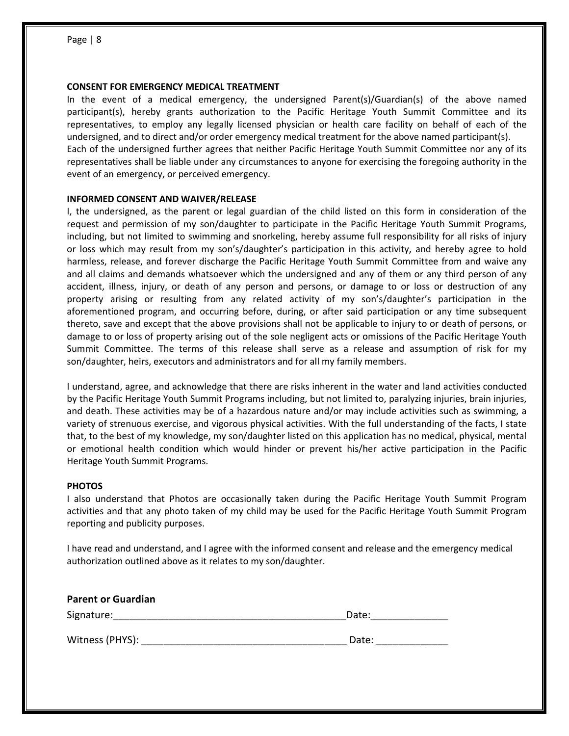**CONSENT FOR EMERGENCY MEDICAL TREATMENT**

In the event of a medical emergency, the undersigned Parent(s)/Guardian(s) of the above named participant(s), hereby grants authorization to the Pacific Heritage Youth Summit Committee and its representatives, to employ any legally licensed physician or health care facility on behalf of each of the undersigned, and to direct and/or order emergency medical treatment for the above named participant(s). Each of the undersigned further agrees that neither Pacific Heritage Youth Summit Committee nor any of its representatives shall be liable under any circumstances to anyone for exercising the foregoing authority in the event of an emergency, or perceived emergency.

**INFORMED CONSENT AND WAIVER/RELEASE**

I, the undersigned, as the parent or legal guardian of the child listed on this form in consideration of the request and permission of my son/daughter to participate in the Pacific Heritage Youth Summit Programs, including, but not limited to swimming and snorkeling, hereby assume full responsibility for all risks of injury or loss which may result from my son's/daughter's participation in this activity, and hereby agree to hold harmless, release, and forever discharge the Pacific Heritage Youth Summit Committee from and waive any and all claims and demands whatsoever which the undersigned and any of them or any third person of any accident, illness, injury, or death of any person and persons, or damage to or loss or destruction of any property arising or resulting from any related activity of my son's/daughter's participation in the aforementioned program, and occurring before, during, or after said participation or any time subsequent thereto, save and except that the above provisions shall not be applicable to injury to or death of persons, or damage to or loss of property arising out of the sole negligent acts or omissions of the Pacific Heritage Youth Summit Committee. The terms of this release shall serve as a release and assumption of risk for my son/daughter, heirs, executors and administrators and for all my family members.

I understand, agree, and acknowledge that there are risks inherent in the water and land activities conducted by the Pacific Heritage Youth Summit Programs including, but not limited to, paralyzing injuries, brain injuries, and death. These activities may be of a hazardous nature and/or may include activities such as swimming, a variety of strenuous exercise, and vigorous physical activities. With the full understanding of the facts, I state that, to the best of my knowledge, my son/daughter listed on this application has no medical, physical, mental or emotional health condition which would hinder or prevent his/her active participation in the Pacific Heritage Youth Summit Programs.

**PHOTOS**

I also understand that Photos are occasionally taken during the Pacific Heritage Youth Summit Program activities and that any photo taken of my child may be used for the Pacific Heritage Youth Summit Program reporting and publicity purposes.

I have read and understand, and I agree with the informed consent and release and the emergency medical authorization outlined above as it relates to my son/daughter.

**Parent or Guardian**

Signature:_________________________________________Date:______________

Witness (PHYS): _____________________________________ Date: _____________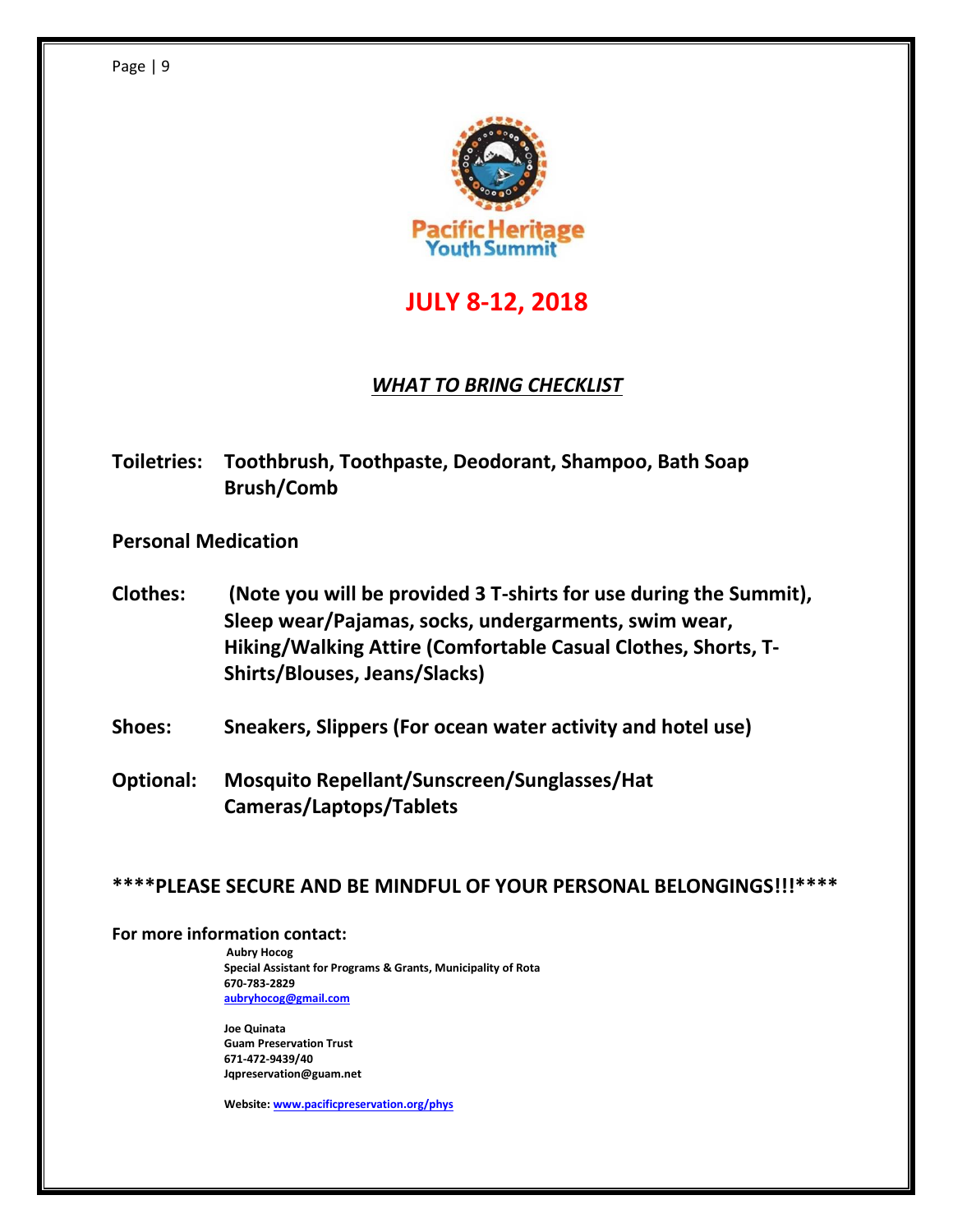Pacific Heritage Youth Summit

# JULY 8-12, 2018

## ***WHAT TO BRING CHECKLIST***

**Toiletries:** **Toothbrush, Toothpaste, Deodorant, Shampoo, Bath Soap Brush/Comb**

**Personal Medication**

**Clothes:** **(Note you will be provided 3 T-shirts for use during the Summit), Sleep wear/Pajamas, socks, undergarments, swim wear, Hiking/Walking Attire (Comfortable Casual Clothes, Shorts, T-Shirts/Blouses, Jeans/Slacks)**

**Shoes:** **Sneakers, Slippers (For ocean water activity and hotel use)**

**Optional:** **Mosquito Repellant/Sunscreen/Sunglasses/Hat Cameras/Laptops/Tablets**

**\*\*\*\*PLEASE SECURE AND BE MINDFUL OF YOUR PERSONAL BELONGINGS!!!\*\*\*\***

**For more information contact:**

**Aubry Hocog**
**Special Assistant for Programs & Grants, Municipality of Rota**
**670-783-2829**
**aubryhocog@gmail.com**

**Joe Quinata**
**Guam Preservation Trust**
**671-472-9439/40**
**Jqpreservation@guam.net**

**Website: www.pacificpreservation.org/phys**